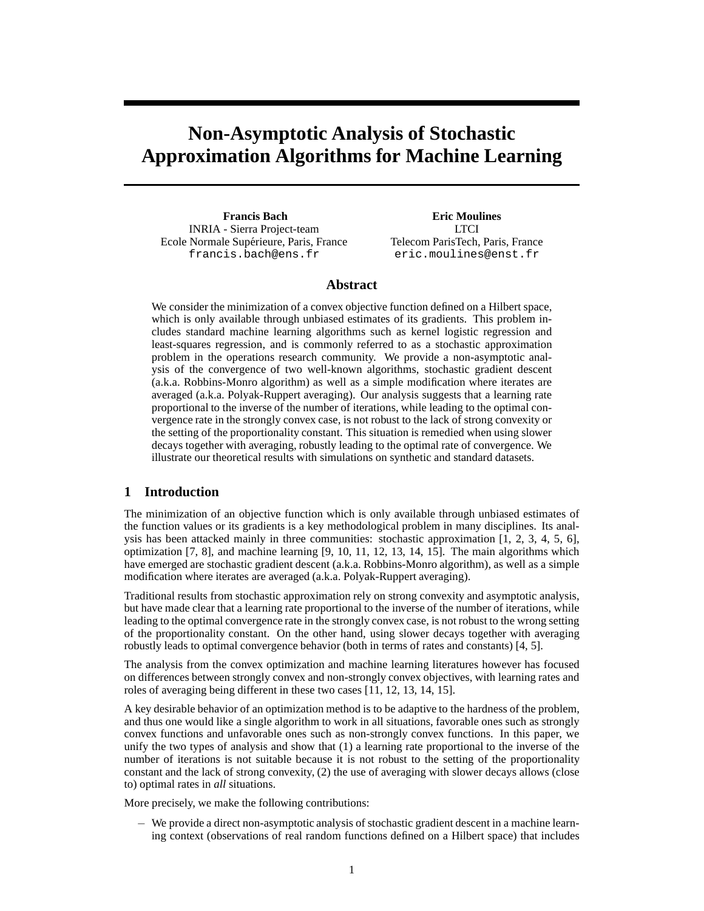# Non-Asymptotic Analysis of Stochastic Approximation Algorithms for Machine Learning

**Francis Bach**
INRIA - Sierra Project-team
Ecole Normale Supérieure, Paris, France
francis.bach@ens.fr

**Eric Moulines**
LTCI
Telecom ParisTech, Paris, France
eric.moulines@enst.fr

## Abstract

We consider the minimization of a convex objective function defined on a Hilbert space, which is only available through unbiased estimates of its gradients. This problem includes standard machine learning algorithms such as kernel logistic regression and least-squares regression, and is commonly referred to as a stochastic approximation problem in the operations research community. We provide a non-asymptotic analysis of the convergence of two well-known algorithms, stochastic gradient descent (a.k.a. Robbins-Monro algorithm) as well as a simple modification where iterates are averaged (a.k.a. Polyak-Ruppert averaging). Our analysis suggests that a learning rate proportional to the inverse of the number of iterations, while leading to the optimal convergence rate in the strongly convex case, is not robust to the lack of strong convexity or the setting of the proportionality constant. This situation is remedied when using slower decays together with averaging, robustly leading to the optimal rate of convergence. We illustrate our theoretical results with simulations on synthetic and standard datasets.

## 1 Introduction

The minimization of an objective function which is only available through unbiased estimates of the function values or its gradients is a key methodological problem in many disciplines. Its analysis has been attacked mainly in three communities: stochastic approximation [1, 2, 3, 4, 5, 6], optimization [7, 8], and machine learning [9, 10, 11, 12, 13, 14, 15]. The main algorithms which have emerged are stochastic gradient descent (a.k.a. Robbins-Monro algorithm), as well as a simple modification where iterates are averaged (a.k.a. Polyak-Ruppert averaging).

Traditional results from stochastic approximation rely on strong convexity and asymptotic analysis, but have made clear that a learning rate proportional to the inverse of the number of iterations, while leading to the optimal convergence rate in the strongly convex case, is not robust to the wrong setting of the proportionality constant. On the other hand, using slower decays together with averaging robustly leads to optimal convergence behavior (both in terms of rates and constants) [4, 5].

The analysis from the convex optimization and machine learning literatures however has focused on differences between strongly convex and non-strongly convex objectives, with learning rates and roles of averaging being different in these two cases [11, 12, 13, 14, 15].

A key desirable behavior of an optimization method is to be adaptive to the hardness of the problem, and thus one would like a single algorithm to work in all situations, favorable ones such as strongly convex functions and unfavorable ones such as non-strongly convex functions. In this paper, we unify the two types of analysis and show that (1) a learning rate proportional to the inverse of the number of iterations is not suitable because it is not robust to the setting of the proportionality constant and the lack of strong convexity, (2) the use of averaging with slower decays allows (close to) optimal rates in *all* situations.

More precisely, we make the following contributions:

– We provide a direct non-asymptotic analysis of stochastic gradient descent in a machine learning context (observations of real random functions defined on a Hilbert space) that includes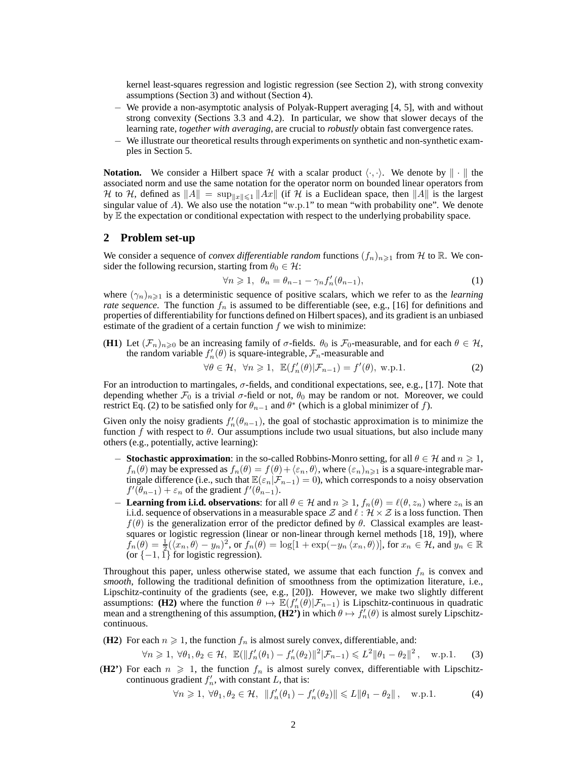kernel least-squares regression and logistic regression (see Section 2), with strong convexity assumptions (Section 3) and without (Section 4).

– We provide a non-asymptotic analysis of Polyak-Ruppert averaging [4, 5], with and without strong convexity (Sections 3.3 and 4.2). In particular, we show that slower decays of the learning rate, *together with averaging*, are crucial to *robustly* obtain fast convergence rates.

– We illustrate our theoretical results through experiments on synthetic and non-synthetic examples in Section 5.

**Notation.** We consider a Hilbert space $\mathcal{H}$ with a scalar product $\langle \cdot, \cdot \rangle$. We denote by $\| \cdot \|$ the associated norm and use the same notation for the operator norm on bounded linear operators from $\mathcal{H}$ to $\mathcal{H}$, defined as $\|A\| = \sup_{\|x\| \leqslant 1} \|Ax\|$ (if $\mathcal{H}$ is a Euclidean space, then $\|A\|$ is the largest singular value of $A$). We also use the notation "w.p.1" to mean "with probability one". We denote by $\mathbb{E}$ the expectation or conditional expectation with respect to the underlying probability space.

## 2 Problem set-up

We consider a sequence of *convex differentiable random* functions $(f_n)_{n \geqslant 1}$ from $\mathcal{H}$ to $\mathbb{R}$. We consider the following recursion, starting from $\theta_0 \in \mathcal{H}$:

$$\forall n \geqslant 1, \ \ \theta_n = \theta_{n-1} - \gamma_n f_n'(\theta_{n-1}), \tag{1}$$

where $(\gamma_n)_{n \geqslant 1}$ is a deterministic sequence of positive scalars, which we refer to as the *learning rate sequence*. The function $f_n$ is assumed to be differentiable (see, e.g., [16] for definitions and properties of differentiability for functions defined on Hilbert spaces), and its gradient is an unbiased estimate of the gradient of a certain function $f$ we wish to minimize:

**(H1)** Let $(\mathcal{F}_n)_{n \geqslant 0}$ be an increasing family of $\sigma$-fields. $\theta_0$ is $\mathcal{F}_0$-measurable, and for each $\theta \in \mathcal{H}$, the random variable $f_n'(\theta)$ is square-integrable, $\mathcal{F}_n$-measurable and

$$\forall \theta \in \mathcal{H}, \ \ \forall n \geqslant 1, \ \ \mathbb{E}(f_n'(\theta) | \mathcal{F}_{n-1}) = f'(\theta), \ \text{w.p.1}. \tag{2}$$

For an introduction to martingales, $\sigma$-fields, and conditional expectations, see, e.g., [17]. Note that depending whether $\mathcal{F}_0$ is a trivial $\sigma$-field or not, $\theta_0$ may be random or not. Moreover, we could restrict Eq. (2) to be satisfied only for $\theta_{n-1}$ and $\theta^*$ (which is a global minimizer of $f$).

Given only the noisy gradients $f_n'(\theta_{n-1})$, the goal of stochastic approximation is to minimize the function $f$ with respect to $\theta$. Our assumptions include two usual situations, but also include many others (e.g., potentially, active learning):

– **Stochastic approximation**: in the so-called Robbins-Monro setting, for all $\theta \in \mathcal{H}$ and $n \geqslant 1$, $f_n(\theta)$ may be expressed as $f_n(\theta) = f(\theta) + \langle \varepsilon_n, \theta \rangle$, where $(\varepsilon_n)_{n \geqslant 1}$ is a square-integrable martingale difference (i.e., such that $\mathbb{E}(\varepsilon_n | \mathcal{F}_{n-1}) = 0$), which corresponds to a noisy observation $f'(\theta_{n-1}) + \varepsilon_n$ of the gradient $f'(\theta_{n-1})$.

– **Learning from i.i.d. observations**: for all $\theta \in \mathcal{H}$ and $n \geqslant 1$, $f_n(\theta) = \ell(\theta, z_n)$ where $z_n$ is an i.i.d. sequence of observations in a measurable space $\mathcal{Z}$ and $\ell : \mathcal{H} \times \mathcal{Z}$ is a loss function. Then $f(\theta)$ is the generalization error of the predictor defined by $\theta$. Classical examples are least-squares or logistic regression (linear or non-linear through kernel methods [18, 19]), where $f_n(\theta) = \frac{1}{2}(\langle x_n, \theta \rangle - y_n)^2$, or $f_n(\theta) = \log[1 + \exp(-y_n \langle x_n, \theta \rangle)]$, for $x_n \in \mathcal{H}$, and $y_n \in \mathbb{R}$ (or $\{-1, 1\}$ for logistic regression).

Throughout this paper, unless otherwise stated, we assume that each function $f_n$ is convex and *smooth*, following the traditional definition of smoothness from the optimization literature, i.e., Lipschitz-continuity of the gradients (see, e.g., [20]). However, we make two slightly different assumptions: **(H2)** where the function $\theta \mapsto \mathbb{E}(f_n'(\theta) | \mathcal{F}_{n-1})$ is Lipschitz-continuous in quadratic mean and a strengthening of this assumption, **(H2')** in which $\theta \mapsto f_n'(\theta)$ is almost surely Lipschitz-continuous.

**(H2)** For each $n \geqslant 1$, the function $f_n$ is almost surely convex, differentiable, and:

$$\forall n \geqslant 1, \ \forall \theta_1, \theta_2 \in \mathcal{H}, \ \ \mathbb{E}(\|f_n'(\theta_1) - f_n'(\theta_2)\|^2 | \mathcal{F}_{n-1}) \leqslant L^2 \|\theta_1 - \theta_2\|^2, \quad \text{w.p.1}. \tag{3}$$

**(H2')** For each $n \geqslant 1$, the function $f_n$ is almost surely convex, differentiable with Lipschitz-continuous gradient $f_n'$, with constant $L$, that is:

$$\forall n \geqslant 1, \ \forall \theta_1, \theta_2 \in \mathcal{H}, \ \ \|f_n'(\theta_1) - f_n'(\theta_2)\| \leqslant L \|\theta_1 - \theta_2\|, \quad \text{w.p.1}. \tag{4}$$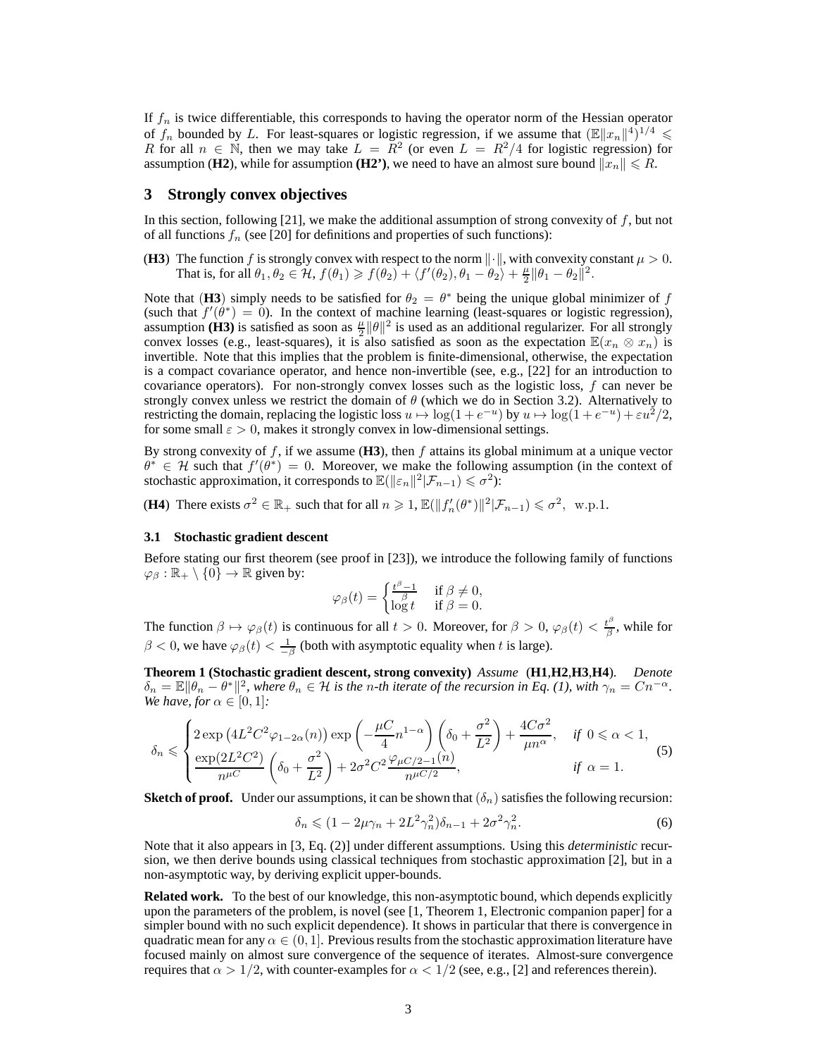If $f_n$ is twice differentiable, this corresponds to having the operator norm of the Hessian operator of $f_n$ bounded by $L$. For least-squares or logistic regression, if we assume that $(\mathbb{E}\|x_n\|^4)^{1/4} \leqslant R$ for all $n \in \mathbb{N}$, then we may take $L = R^2$ (or even $L = R^2/4$ for logistic regression) for assumption (**H2**), while for assumption **(H2')**, we need to have an almost sure bound $\|x_n\| \leqslant R$.

## 3 Strongly convex objectives

In this section, following [21], we make the additional assumption of strong convexity of $f$, but not of all functions $f_n$ (see [20] for definitions and properties of such functions):

(**H3**) The function $f$ is strongly convex with respect to the norm $\|\cdot\|$, with convexity constant $\mu > 0$. That is, for all $\theta_1, \theta_2 \in \mathcal{H}$, $f(\theta_1) \geqslant f(\theta_2) + \langle f'(\theta_2), \theta_1 - \theta_2 \rangle + \frac{\mu}{2}\|\theta_1 - \theta_2\|^2$.

Note that (**H3**) simply needs to be satisfied for $\theta_2 = \theta^*$ being the unique global minimizer of $f$ (such that $f'(\theta^*) = 0$). In the context of machine learning (least-squares or logistic regression), assumption **(H3)** is satisfied as soon as $\frac{\mu}{2}\|\theta\|^2$ is used as an additional regularizer. For all strongly convex losses (e.g., least-squares), it is also satisfied as soon as the expectation $\mathbb{E}(x_n \otimes x_n)$ is invertible. Note that this implies that the problem is finite-dimensional, otherwise, the expectation is a compact covariance operator, and hence non-invertible (see, e.g., [22] for an introduction to covariance operators). For non-strongly convex losses such as the logistic loss, $f$ can never be strongly convex unless we restrict the domain of $\theta$ (which we do in Section 3.2). Alternatively to restricting the domain, replacing the logistic loss $u \mapsto \log(1 + e^{-u})$ by $u \mapsto \log(1 + e^{-u}) + \varepsilon u^2/2$, for some small $\varepsilon > 0$, makes it strongly convex in low-dimensional settings.

By strong convexity of $f$, if we assume (**H3**), then $f$ attains its global minimum at a unique vector $\theta^* \in \mathcal{H}$ such that $f'(\theta^*) = 0$. Moreover, we make the following assumption (in the context of stochastic approximation, it corresponds to $\mathbb{E}(\|\varepsilon_n\|^2|\mathcal{F}_{n-1}) \leqslant \sigma^2$):

(**H4**) There exists $\sigma^2 \in \mathbb{R}_+$ such that for all $n \geqslant 1$, $\mathbb{E}(\|f_n'(\theta^*)\|^2|\mathcal{F}_{n-1}) \leqslant \sigma^2$, w.p.1.

### 3.1 Stochastic gradient descent

Before stating our first theorem (see proof in [23]), we introduce the following family of functions $\varphi_\beta : \mathbb{R}_+ \setminus \{0\} \to \mathbb{R}$ given by:

$$\varphi_\beta(t) = \begin{cases} \frac{t^\beta - 1}{\beta} & \text{if } \beta \neq 0, \\ \log t & \text{if } \beta = 0. \end{cases}$$

The function $\beta \mapsto \varphi_\beta(t)$ is continuous for all $t > 0$. Moreover, for $\beta > 0$, $\varphi_\beta(t) < \frac{t^\beta}{\beta}$, while for $\beta < 0$, we have $\varphi_\beta(t) < \frac{1}{-\beta}$ (both with asymptotic equality when $t$ is large).

**Theorem 1 (Stochastic gradient descent, strong convexity)** *Assume* (**H1**,**H2**,**H3**,**H4**). *Denote* $\delta_n = \mathbb{E}\|\theta_n - \theta^*\|^2$, *where* $\theta_n \in \mathcal{H}$ *is the* $n$*-th iterate of the recursion in Eq. (1), with* $\gamma_n = Cn^{-\alpha}$. *We have, for* $\alpha \in [0, 1]$*:*

$$\delta_n \leqslant \begin{cases} 2\exp\left(4L^2C^2\varphi_{1-2\alpha}(n)\right)\exp\left(-\dfrac{\mu C}{4}n^{1-\alpha}\right)\left(\delta_0 + \dfrac{\sigma^2}{L^2}\right) + \dfrac{4C\sigma^2}{\mu n^\alpha}, & \textit{if } 0 \leqslant \alpha < 1, \\ \dfrac{\exp(2L^2C^2)}{n^{\mu C}}\left(\delta_0 + \dfrac{\sigma^2}{L^2}\right) + 2\sigma^2C^2\dfrac{\varphi_{\mu C/2-1}(n)}{n^{\mu C/2}}, & \textit{if } \alpha = 1. \end{cases} \quad (5)$$

**Sketch of proof.** Under our assumptions, it can be shown that $(\delta_n)$ satisfies the following recursion:

$$\delta_n \leqslant (1 - 2\mu\gamma_n + 2L^2\gamma_n^2)\delta_{n-1} + 2\sigma^2\gamma_n^2. \quad (6)$$

Note that it also appears in [3, Eq. (2)] under different assumptions. Using this *deterministic* recursion, we then derive bounds using classical techniques from stochastic approximation [2], but in a non-asymptotic way, by deriving explicit upper-bounds.

**Related work.** To the best of our knowledge, this non-asymptotic bound, which depends explicitly upon the parameters of the problem, is novel (see [1, Theorem 1, Electronic companion paper] for a simpler bound with no such explicit dependence). It shows in particular that there is convergence in quadratic mean for any $\alpha \in (0, 1]$. Previous results from the stochastic approximation literature have focused mainly on almost sure convergence of the sequence of iterates. Almost-sure convergence requires that $\alpha > 1/2$, with counter-examples for $\alpha < 1/2$ (see, e.g., [2] and references therein).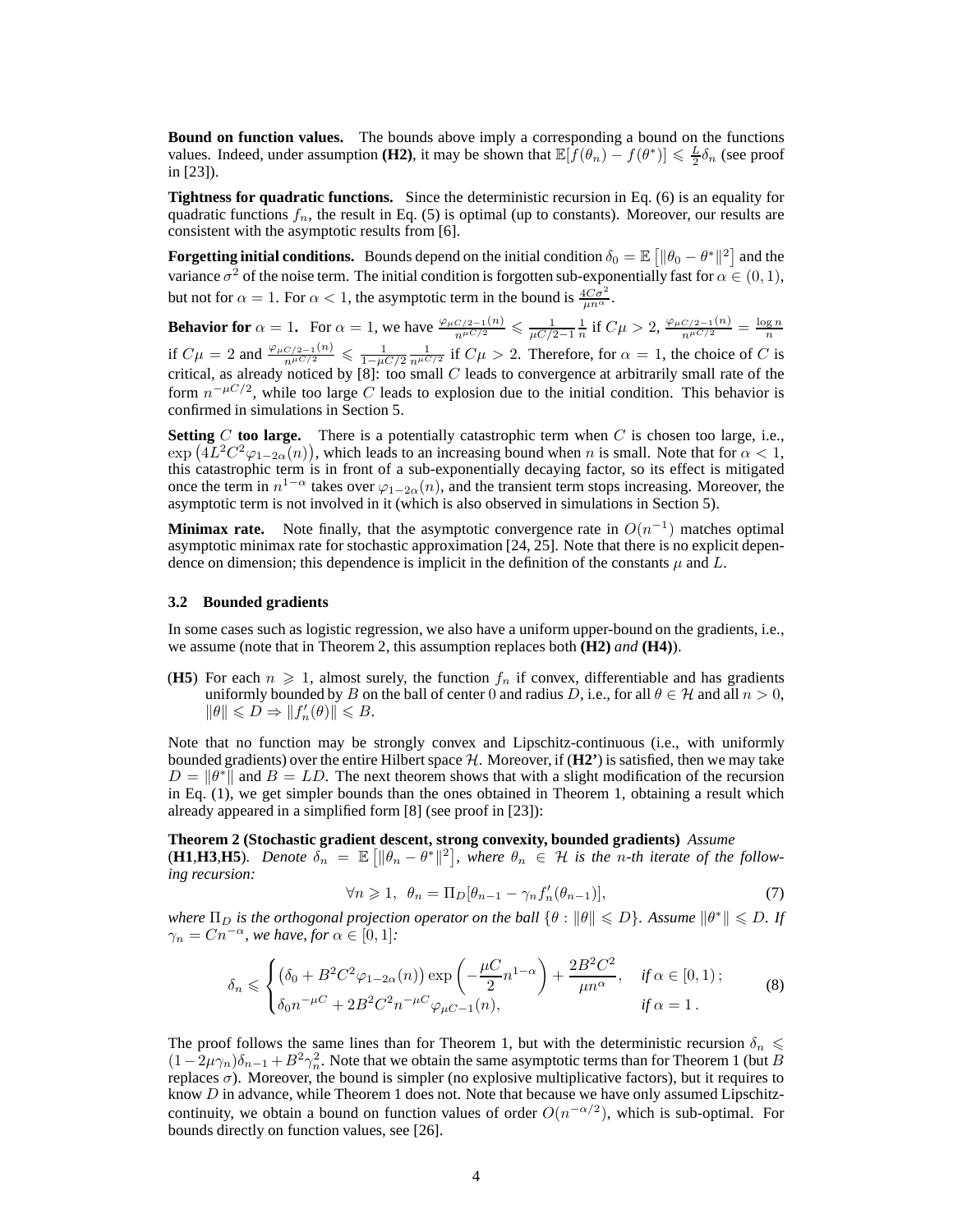**Bound on function values.** The bounds above imply a corresponding a bound on the functions values. Indeed, under assumption **(H2)**, it may be shown that $\mathbb{E}[f(\theta_n) - f(\theta^*)] \leqslant \frac{L}{2}\delta_n$ (see proof in [23]).

**Tightness for quadratic functions.** Since the deterministic recursion in Eq. (6) is an equality for quadratic functions $f_n$, the result in Eq. (5) is optimal (up to constants). Moreover, our results are consistent with the asymptotic results from [6].

**Forgetting initial conditions.** Bounds depend on the initial condition $\delta_0 = \mathbb{E}\left[\|\theta_0 - \theta^*\|^2\right]$ and the variance $\sigma^2$ of the noise term. The initial condition is forgotten sub-exponentially fast for $\alpha \in (0, 1)$, but not for $\alpha = 1$. For $\alpha < 1$, the asymptotic term in the bound is $\frac{4C\sigma^2}{\mu n^\alpha}$.

**Behavior for $\alpha = 1$.** For $\alpha = 1$, we have $\frac{\varphi_{\mu C/2-1}(n)}{n^{\mu C/2}} \leqslant \frac{1}{\mu C/2 - 1}\frac{1}{n}$ if $C\mu > 2$, $\frac{\varphi_{\mu C/2-1}(n)}{n^{\mu C/2}} = \frac{\log n}{n}$ if $C\mu = 2$ and $\frac{\varphi_{\mu C/2-1}(n)}{n^{\mu C/2}} \leqslant \frac{1}{1-\mu C/2}\frac{1}{n^{\mu C/2}}$ if $C\mu > 2$. Therefore, for $\alpha = 1$, the choice of $C$ is critical, as already noticed by [8]: too small $C$ leads to convergence at arbitrarily small rate of the form $n^{-\mu C/2}$, while too large $C$ leads to explosion due to the initial condition. This behavior is confirmed in simulations in Section 5.

**Setting $C$ too large.** There is a potentially catastrophic term when $C$ is chosen too large, i.e., $\exp\left(4L^2C^2\varphi_{1-2\alpha}(n)\right)$, which leads to an increasing bound when $n$ is small. Note that for $\alpha < 1$, this catastrophic term is in front of a sub-exponentially decaying factor, so its effect is mitigated once the term in $n^{1-\alpha}$ takes over $\varphi_{1-2\alpha}(n)$, and the transient term stops increasing. Moreover, the asymptotic term is not involved in it (which is also observed in simulations in Section 5).

**Minimax rate.** Note finally, that the asymptotic convergence rate in $O(n^{-1})$ matches optimal asymptotic minimax rate for stochastic approximation [24, 25]. Note that there is no explicit dependence on dimension; this dependence is implicit in the definition of the constants $\mu$ and $L$.

### 3.2 Bounded gradients

In some cases such as logistic regression, we also have a uniform upper-bound on the gradients, i.e., we assume (note that in Theorem 2, this assumption replaces both **(H2)** *and* **(H4)**).

(**H5**) For each $n \geqslant 1$, almost surely, the function $f_n$ if convex, differentiable and has gradients uniformly bounded by $B$ on the ball of center 0 and radius $D$, i.e., for all $\theta \in \mathcal{H}$ and all $n > 0$, $\|\theta\| \leqslant D \Rightarrow \|f_n'(\theta)\| \leqslant B$.

Note that no function may be strongly convex and Lipschitz-continuous (i.e., with uniformly bounded gradients) over the entire Hilbert space $\mathcal{H}$. Moreover, if (**H2'**) is satisfied, then we may take $D = \|\theta^*\|$ and $B = LD$. The next theorem shows that with a slight modification of the recursion in Eq. (1), we get simpler bounds than the ones obtained in Theorem 1, obtaining a result which already appeared in a simplified form [8] (see proof in [23]):

**Theorem 2 (Stochastic gradient descent, strong convexity, bounded gradients)** *Assume* (**H1**,**H3**,**H5**). *Denote $\delta_n = \mathbb{E}\left[\|\theta_n - \theta^*\|^2\right]$, where $\theta_n \in \mathcal{H}$ is the $n$-th iterate of the following recursion:*

$$\forall n \geqslant 1, \;\; \theta_n = \Pi_D[\theta_{n-1} - \gamma_n f_n'(\theta_{n-1})], \tag{7}$$

*where $\Pi_D$ is the orthogonal projection operator on the ball $\{\theta : \|\theta\| \leqslant D\}$. Assume $\|\theta^*\| \leqslant D$. If $\gamma_n = Cn^{-\alpha}$, we have, for $\alpha \in [0, 1]$:*

$$\delta_n \leqslant \begin{cases} \left(\delta_0 + B^2C^2\varphi_{1-2\alpha}(n)\right)\exp\left(-\dfrac{\mu C}{2}n^{1-\alpha}\right) + \dfrac{2B^2C^2}{\mu n^\alpha}, & \text{if } \alpha \in [0,1)\,; \\ \delta_0 n^{-\mu C} + 2B^2C^2 n^{-\mu C}\varphi_{\mu C-1}(n), & \text{if } \alpha = 1\,. \end{cases} \tag{8}$$

The proof follows the same lines than for Theorem 1, but with the deterministic recursion $\delta_n \leqslant (1 - 2\mu\gamma_n)\delta_{n-1} + B^2\gamma_n^2$. Note that we obtain the same asymptotic terms than for Theorem 1 (but $B$ replaces $\sigma$). Moreover, the bound is simpler (no explosive multiplicative factors), but it requires to know $D$ in advance, while Theorem 1 does not. Note that because we have only assumed Lipschitz-continuity, we obtain a bound on function values of order $O(n^{-\alpha/2})$, which is sub-optimal. For bounds directly on function values, see [26].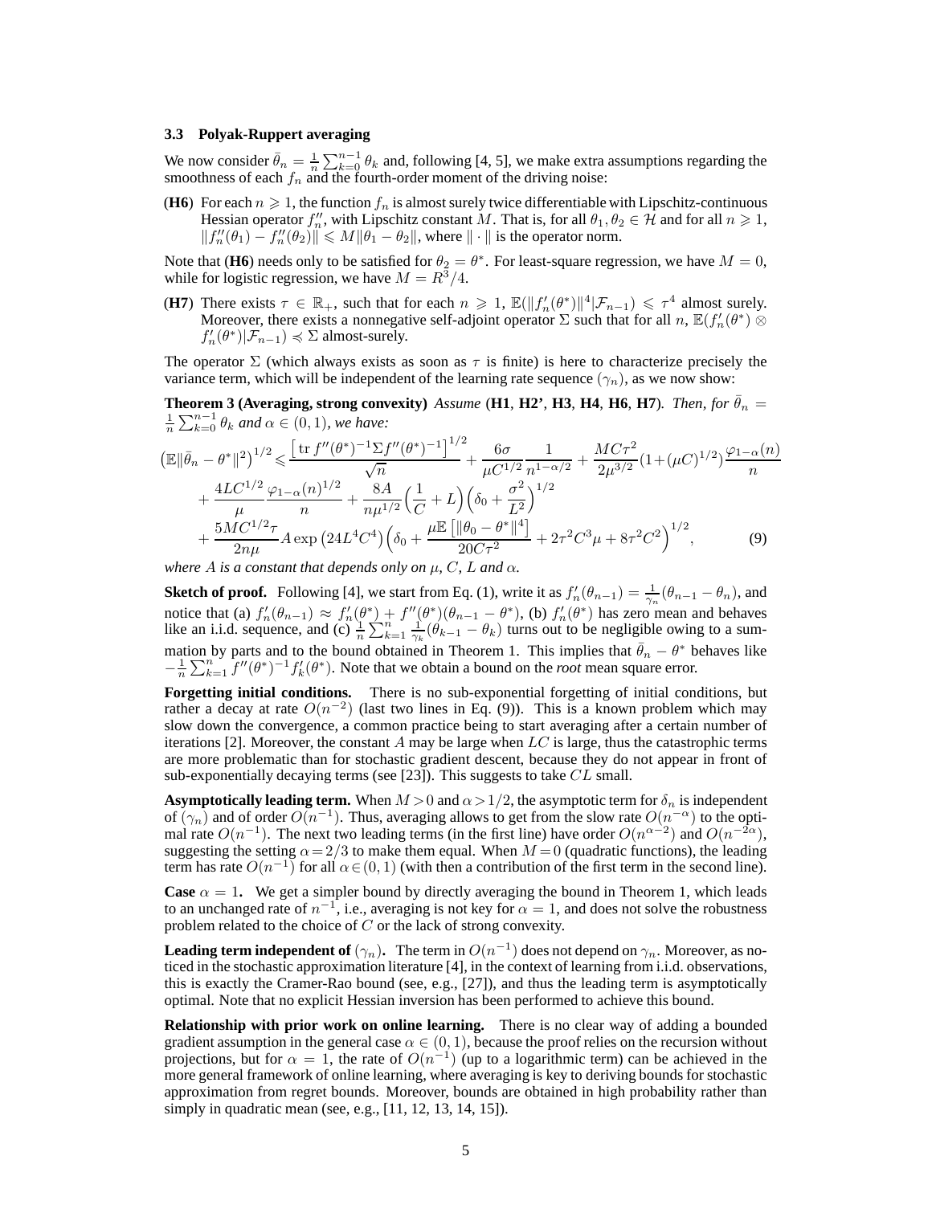### 3.3 Polyak-Ruppert averaging

We now consider $\bar{\theta}_n = \frac{1}{n}\sum_{k=0}^{n-1}\theta_k$ and, following [4, 5], we make extra assumptions regarding the smoothness of each $f_n$ and the fourth-order moment of the driving noise:

(**H6**) For each $n \geqslant 1$, the function $f_n$ is almost surely twice differentiable with Lipschitz-continuous Hessian operator $f_n''$, with Lipschitz constant $M$. That is, for all $\theta_1, \theta_2 \in \mathcal{H}$ and for all $n \geqslant 1$, $\|f_n''(\theta_1) - f_n''(\theta_2)\| \leqslant M\|\theta_1 - \theta_2\|$, where $\|\cdot\|$ is the operator norm.

Note that (**H6**) needs only to be satisfied for $\theta_2 = \theta^*$. For least-square regression, we have $M = 0$, while for logistic regression, we have $M = R^3/4$.

(**H7**) There exists $\tau \in \mathbb{R}_+$, such that for each $n \geqslant 1$, $\mathbb{E}(\|f_n'(\theta^*)\|^4|\mathcal{F}_{n-1}) \leqslant \tau^4$ almost surely. Moreover, there exists a nonnegative self-adjoint operator $\Sigma$ such that for all $n$, $\mathbb{E}(f_n'(\theta^*) \otimes f_n'(\theta^*)|\mathcal{F}_{n-1}) \preccurlyeq \Sigma$ almost-surely.

The operator $\Sigma$ (which always exists as soon as $\tau$ is finite) is here to characterize precisely the variance term, which will be independent of the learning rate sequence $(\gamma_n)$, as we now show:

**Theorem 3 (Averaging, strong convexity)** *Assume* (**H1**, **H2'**, **H3**, **H4**, **H6**, **H7**)*. Then, for* $\bar{\theta}_n = \frac{1}{n}\sum_{k=0}^{n-1}\theta_k$ *and* $\alpha \in (0,1)$*, we have:*

$$
\begin{aligned}
\left(\mathbb{E}\|\bar{\theta}_n - \theta^*\|^2\right)^{1/2} \leqslant & \frac{\left[\operatorname{tr} f''(\theta^*)^{-1}\Sigma f''(\theta^*)^{-1}\right]^{1/2}}{\sqrt{n}} + \frac{6\sigma}{\mu C^{1/2}}\frac{1}{n^{1-\alpha/2}} + \frac{MC\tau^2}{2\mu^{3/2}}(1+(\mu C)^{1/2})\frac{\varphi_{1-\alpha}(n)}{n} \\
& + \frac{4LC^{1/2}}{\mu}\frac{\varphi_{1-\alpha}(n)^{1/2}}{n} + \frac{8A}{n\mu^{1/2}}\Big(\frac{1}{C} + L\Big)\Big(\delta_0 + \frac{\sigma^2}{L^2}\Big)^{1/2} \\
& + \frac{5MC^{1/2}\tau}{2n\mu}A\exp\left(24L^4C^4\right)\Big(\delta_0 + \frac{\mu\mathbb{E}\left[\|\theta_0 - \theta^*\|^4\right]}{20C\tau^2} + 2\tau^2C^3\mu + 8\tau^2C^2\Big)^{1/2},
\end{aligned} \tag{9}
$$

*where $A$ is a constant that depends only on $\mu$, $C$, $L$ and $\alpha$.*

**Sketch of proof.** Following [4], we start from Eq. (1), write it as $f_n'(\theta_{n-1}) = \frac{1}{\gamma_n}(\theta_{n-1} - \theta_n)$, and notice that (a) $f_n'(\theta_{n-1}) \approx f_n'(\theta^*) + f''(\theta^*)(\theta_{n-1} - \theta^*)$, (b) $f_n'(\theta^*)$ has zero mean and behaves like an i.i.d. sequence, and (c) $\frac{1}{n}\sum_{k=1}^{n}\frac{1}{\gamma_k}(\theta_{k-1} - \theta_k)$ turns out to be negligible owing to a summation by parts and to the bound obtained in Theorem 1. This implies that $\bar{\theta}_n - \theta^*$ behaves like $-\frac{1}{n}\sum_{k=1}^{n} f''(\theta^*)^{-1}f_k'(\theta^*)$. Note that we obtain a bound on the *root* mean square error.

**Forgetting initial conditions.** There is no sub-exponential forgetting of initial conditions, but rather a decay at rate $O(n^{-2})$ (last two lines in Eq. (9)). This is a known problem which may slow down the convergence, a common practice being to start averaging after a certain number of iterations [2]. Moreover, the constant $A$ may be large when $LC$ is large, thus the catastrophic terms are more problematic than for stochastic gradient descent, because they do not appear in front of sub-exponentially decaying terms (see [23]). This suggests to take $CL$ small.

**Asymptotically leading term.** When $M > 0$ and $\alpha > 1/2$, the asymptotic term for $\delta_n$ is independent of $(\gamma_n)$ and of order $O(n^{-1})$. Thus, averaging allows to get from the slow rate $O(n^{-\alpha})$ to the optimal rate $O(n^{-1})$. The next two leading terms (in the first line) have order $O(n^{\alpha-2})$ and $O(n^{-2\alpha})$, suggesting the setting $\alpha = 2/3$ to make them equal. When $M = 0$ (quadratic functions), the leading term has rate $O(n^{-1})$ for all $\alpha \in (0,1)$ (with then a contribution of the first term in the second line).

**Case $\alpha = 1$.** We get a simpler bound by directly averaging the bound in Theorem 1, which leads to an unchanged rate of $n^{-1}$, i.e., averaging is not key for $\alpha = 1$, and does not solve the robustness problem related to the choice of $C$ or the lack of strong convexity.

**Leading term independent of $(\gamma_n)$.** The term in $O(n^{-1})$ does not depend on $\gamma_n$. Moreover, as noticed in the stochastic approximation literature [4], in the context of learning from i.i.d. observations, this is exactly the Cramer-Rao bound (see, e.g., [27]), and thus the leading term is asymptotically optimal. Note that no explicit Hessian inversion has been performed to achieve this bound.

**Relationship with prior work on online learning.** There is no clear way of adding a bounded gradient assumption in the general case $\alpha \in (0,1)$, because the proof relies on the recursion without projections, but for $\alpha = 1$, the rate of $O(n^{-1})$ (up to a logarithmic term) can be achieved in the more general framework of online learning, where averaging is key to deriving bounds for stochastic approximation from regret bounds. Moreover, bounds are obtained in high probability rather than simply in quadratic mean (see, e.g., [11, 12, 13, 14, 15]).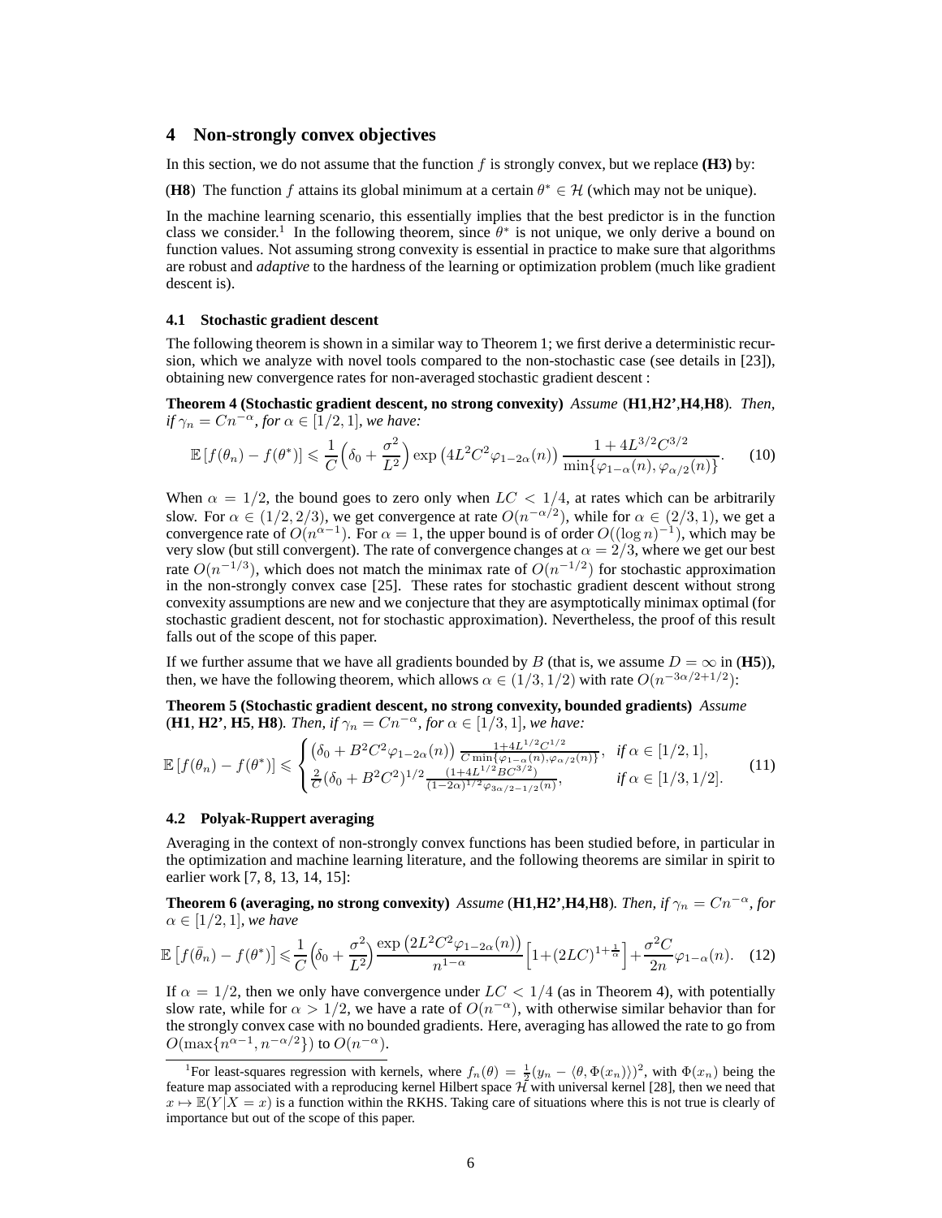## 4 Non-strongly convex objectives

In this section, we do not assume that the function $f$ is strongly convex, but we replace **(H3)** by:

(**H8**) The function $f$ attains its global minimum at a certain $\theta^* \in \mathcal{H}$ (which may not be unique).

In the machine learning scenario, this essentially implies that the best predictor is in the function class we consider.[1] In the following theorem, since $\theta^*$ is not unique, we only derive a bound on function values. Not assuming strong convexity is essential in practice to make sure that algorithms are robust and *adaptive* to the hardness of the learning or optimization problem (much like gradient descent is).

### 4.1 Stochastic gradient descent

The following theorem is shown in a similar way to Theorem 1; we first derive a deterministic recursion, which we analyze with novel tools compared to the non-stochastic case (see details in [23]), obtaining new convergence rates for non-averaged stochastic gradient descent :

**Theorem 4 (Stochastic gradient descent, no strong convexity)** *Assume* (**H1**,**H2'**,**H4**,**H8**)*. Then, if $\gamma_n = Cn^{-\alpha}$, for $\alpha \in [1/2, 1]$, we have:*

$$\mathbb{E}\left[f(\theta_n) - f(\theta^*)\right] \leqslant \frac{1}{C}\Big(\delta_0 + \frac{\sigma^2}{L^2}\Big) \exp\left(4L^2C^2\varphi_{1-2\alpha}(n)\right) \frac{1 + 4L^{3/2}C^{3/2}}{\min\{\varphi_{1-\alpha}(n), \varphi_{\alpha/2}(n)\}}. \quad (10)$$

When $\alpha = 1/2$, the bound goes to zero only when $LC < 1/4$, at rates which can be arbitrarily slow. For $\alpha \in (1/2, 2/3)$, we get convergence at rate $O(n^{-\alpha/2})$, while for $\alpha \in (2/3, 1)$, we get a convergence rate of $O(n^{\alpha-1})$. For $\alpha = 1$, the upper bound is of order $O((\log n)^{-1})$, which may be very slow (but still convergent). The rate of convergence changes at $\alpha = 2/3$, where we get our best rate $O(n^{-1/3})$, which does not match the minimax rate of $O(n^{-1/2})$ for stochastic approximation in the non-strongly convex case [25]. These rates for stochastic gradient descent without strong convexity assumptions are new and we conjecture that they are asymptotically minimax optimal (for stochastic gradient descent, not for stochastic approximation). Nevertheless, the proof of this result falls out of the scope of this paper.

If we further assume that we have all gradients bounded by $B$ (that is, we assume $D = \infty$ in (**H5**)), then, we have the following theorem, which allows $\alpha \in (1/3, 1/2)$ with rate $O(n^{-3\alpha/2+1/2})$:

**Theorem 5 (Stochastic gradient descent, no strong convexity, bounded gradients)** *Assume* (**H1**, **H2'**, **H5**, **H8**)*. Then, if $\gamma_n = Cn^{-\alpha}$, for $\alpha \in [1/3, 1]$, we have:*

$$\mathbb{E}\left[f(\theta_n) - f(\theta^*)\right] \leqslant \begin{cases} \left(\delta_0 + B^2C^2\varphi_{1-2\alpha}(n)\right) \frac{1+4L^{1/2}C^{1/2}}{C\min\{\varphi_{1-\alpha}(n),\varphi_{\alpha/2}(n)\}}, & \text{if } \alpha \in [1/2, 1], \\ \frac{2}{C}(\delta_0 + B^2C^2)^{1/2} \frac{(1+4L^{1/2}BC^{3/2})}{(1-2\alpha)^{1/2}\varphi_{3\alpha/2-1/2}(n)}, & \text{if } \alpha \in [1/3, 1/2]. \end{cases} \quad (11)$$

### 4.2 Polyak-Ruppert averaging

Averaging in the context of non-strongly convex functions has been studied before, in particular in the optimization and machine learning literature, and the following theorems are similar in spirit to earlier work [7, 8, 13, 14, 15]:

**Theorem 6 (averaging, no strong convexity)** *Assume* (**H1**,**H2'**,**H4**,**H8**)*. Then, if $\gamma_n = Cn^{-\alpha}$, for $\alpha \in [1/2, 1]$, we have*

$$\mathbb{E}\left[f(\bar{\theta}_n) - f(\theta^*)\right] \leqslant \frac{1}{C}\Big(\delta_0 + \frac{\sigma^2}{L^2}\Big)\frac{\exp\left(2L^2C^2\varphi_{1-2\alpha}(n)\right)}{n^{1-\alpha}}\Big[1 + (2LC)^{1+\frac{1}{\alpha}}\Big] + \frac{\sigma^2 C}{2n}\varphi_{1-\alpha}(n). \quad (12)$$

If $\alpha = 1/2$, then we only have convergence under $LC < 1/4$ (as in Theorem 4), with potentially slow rate, while for $\alpha > 1/2$, we have a rate of $O(n^{-\alpha})$, with otherwise similar behavior than for the strongly convex case with no bounded gradients. Here, averaging has allowed the rate to go from $O(\max\{n^{\alpha-1}, n^{-\alpha/2}\})$ to $O(n^{-\alpha})$.

[1] For least-squares regression with kernels, where $f_n(\theta) = \frac{1}{2}(y_n - \langle\theta, \Phi(x_n)\rangle)^2$, with $\Phi(x_n)$ being the feature map associated with a reproducing kernel Hilbert space $\mathcal{H}$ with universal kernel [28], then we need that $x \mapsto \mathbb{E}(Y|X = x)$ is a function within the RKHS. Taking care of situations where this is not true is clearly of importance but out of the scope of this paper.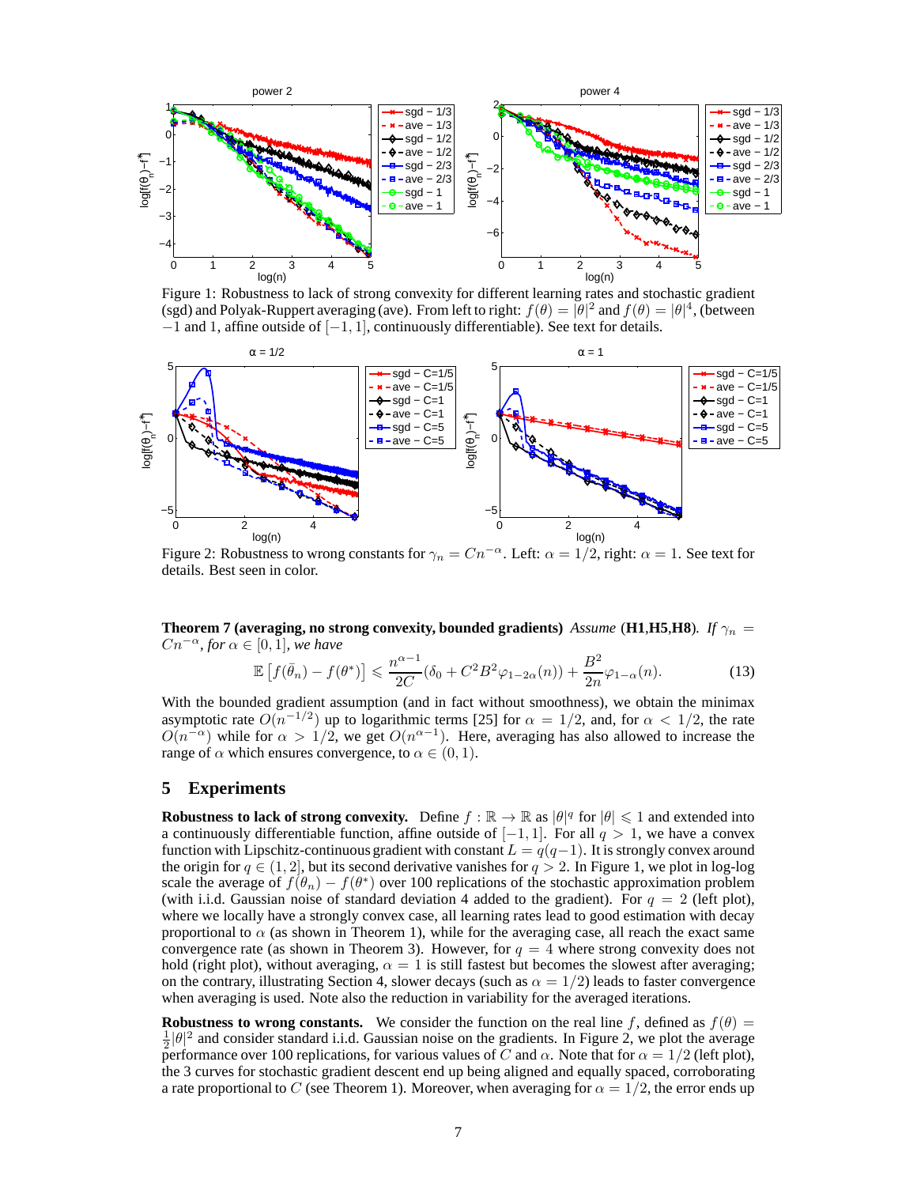Figure 1: Robustness to lack of strong convexity for different learning rates and stochastic gradient (sgd) and Polyak-Ruppert averaging (ave). From left to right: $f(\theta) = |\theta|^2$ and $f(\theta) = |\theta|^4$, (between $-1$ and 1, affine outside of $[-1, 1]$, continuously differentiable). See text for details.

Figure 2: Robustness to wrong constants for $\gamma_n = Cn^{-\alpha}$. Left: $\alpha = 1/2$, right: $\alpha = 1$. See text for details. Best seen in color.

**Theorem 7 (averaging, no strong convexity, bounded gradients)** *Assume* (**H1**,**H5**,**H8**)*. If $\gamma_n = Cn^{-\alpha}$, for $\alpha \in [0, 1]$, we have*

$$\mathbb{E}\left[f(\bar{\theta}_n) - f(\theta^*)\right] \leqslant \frac{n^{\alpha-1}}{2C}(\delta_0 + C^2 B^2 \varphi_{1-2\alpha}(n)) + \frac{B^2}{2n}\varphi_{1-\alpha}(n). \tag{13}$$

With the bounded gradient assumption (and in fact without smoothness), we obtain the minimax asymptotic rate $O(n^{-1/2})$ up to logarithmic terms [25] for $\alpha = 1/2$, and, for $\alpha < 1/2$, the rate $O(n^{-\alpha})$ while for $\alpha > 1/2$, we get $O(n^{\alpha-1})$. Here, averaging has also allowed to increase the range of $\alpha$ which ensures convergence, to $\alpha \in (0, 1)$.

## 5 Experiments

**Robustness to lack of strong convexity.** Define $f : \mathbb{R} \to \mathbb{R}$ as $|\theta|^q$ for $|\theta| \leqslant 1$ and extended into a continuously differentiable function, affine outside of $[-1, 1]$. For all $q > 1$, we have a convex function with Lipschitz-continuous gradient with constant $L = q(q-1)$. It is strongly convex around the origin for $q \in (1, 2]$, but its second derivative vanishes for $q > 2$. In Figure 1, we plot in log-log scale the average of $f(\theta_n) - f(\theta^*)$ over 100 replications of the stochastic approximation problem (with i.i.d. Gaussian noise of standard deviation 4 added to the gradient). For $q = 2$ (left plot), where we locally have a strongly convex case, all learning rates lead to good estimation with decay proportional to $\alpha$ (as shown in Theorem 1), while for the averaging case, all reach the exact same convergence rate (as shown in Theorem 3). However, for $q = 4$ where strong convexity does not hold (right plot), without averaging, $\alpha = 1$ is still fastest but becomes the slowest after averaging; on the contrary, illustrating Section 4, slower decays (such as $\alpha = 1/2$) leads to faster convergence when averaging is used. Note also the reduction in variability for the averaged iterations.

**Robustness to wrong constants.** We consider the function on the real line $f$, defined as $f(\theta) = \frac{1}{2}|\theta|^2$ and consider standard i.i.d. Gaussian noise on the gradients. In Figure 2, we plot the average performance over 100 replications, for various values of $C$ and $\alpha$. Note that for $\alpha = 1/2$ (left plot), the 3 curves for stochastic gradient descent end up being aligned and equally spaced, corroborating a rate proportional to $C$ (see Theorem 1). Moreover, when averaging for $\alpha = 1/2$, the error ends up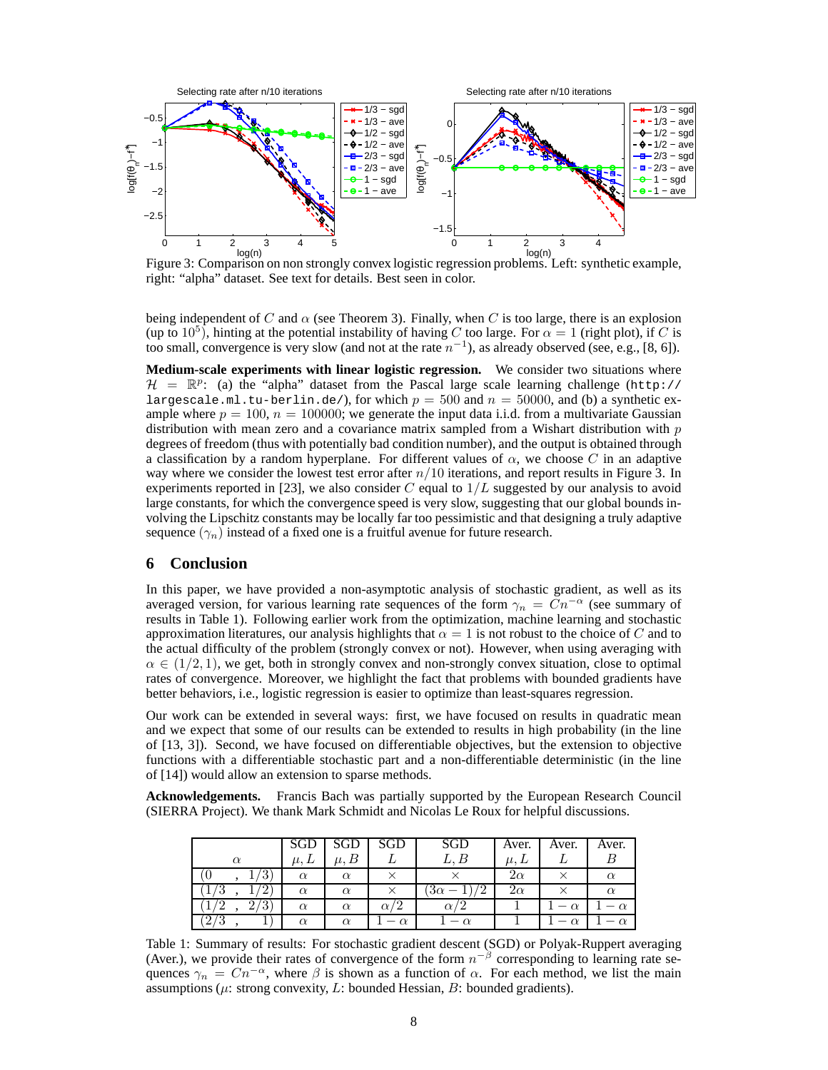Figure 3: Comparison on non strongly convex logistic regression problems. Left: synthetic example, right: "alpha" dataset. See text for details. Best seen in color.

being independent of $C$ and $\alpha$ (see Theorem 3). Finally, when $C$ is too large, there is an explosion (up to $10^5$), hinting at the potential instability of having $C$ too large. For $\alpha = 1$ (right plot), if $C$ is too small, convergence is very slow (and not at the rate $n^{-1}$), as already observed (see, e.g., [8, 6]).

**Medium-scale experiments with linear logistic regression.** We consider two situations where $\mathcal{H} = \mathbb{R}^p$: (a) the "alpha" dataset from the Pascal large scale learning challenge (`http://largescale.ml.tu-berlin.de/`), for which $p = 500$ and $n = 50000$, and (b) a synthetic example where $p = 100$, $n = 100000$; we generate the input data i.i.d. from a multivariate Gaussian distribution with mean zero and a covariance matrix sampled from a Wishart distribution with $p$ degrees of freedom (thus with potentially bad condition number), and the output is obtained through a classification by a random hyperplane. For different values of $\alpha$, we choose $C$ in an adaptive way where we consider the lowest test error after $n/10$ iterations, and report results in Figure 3. In experiments reported in [23], we also consider $C$ equal to $1/L$ suggested by our analysis to avoid large constants, for which the convergence speed is very slow, suggesting that our global bounds involving the Lipschitz constants may be locally far too pessimistic and that designing a truly adaptive sequence $(\gamma_n)$ instead of a fixed one is a fruitful avenue for future research.

## 6 Conclusion

In this paper, we have provided a non-asymptotic analysis of stochastic gradient, as well as its averaged version, for various learning rate sequences of the form $\gamma_n = Cn^{-\alpha}$ (see summary of results in Table 1). Following earlier work from the optimization, machine learning and stochastic approximation literatures, our analysis highlights that $\alpha = 1$ is not robust to the choice of $C$ and to the actual difficulty of the problem (strongly convex or not). However, when using averaging with $\alpha \in (1/2, 1)$, we get, both in strongly convex and non-strongly convex situation, close to optimal rates of convergence. Moreover, we highlight the fact that problems with bounded gradients have better behaviors, i.e., logistic regression is easier to optimize than least-squares regression.

Our work can be extended in several ways: first, we have focused on results in quadratic mean and we expect that some of our results can be extended to results in high probability (in the line of [13, 3]). Second, we have focused on differentiable objectives, but the extension to objective functions with a differentiable stochastic part and a non-differentiable deterministic (in the line of [14]) would allow an extension to sparse methods.

**Acknowledgements.** Francis Bach was partially supported by the European Research Council (SIERRA Project). We thank Mark Schmidt and Nicolas Le Roux for helpful discussions.

| $\alpha$ | SGD $\mu, L$ | SGD $\mu, B$ | SGD $L$ | SGD $L, B$ | Aver. $\mu, L$ | Aver. $L$ | Aver. $B$ |
|---|---|---|---|---|---|---|---|
| $(0\ ,\ 1/3)$ | $\alpha$ | $\alpha$ | $\times$ | $\times$ | $2\alpha$ | $\times$ | $\alpha$ |
| $(1/3\ ,\ 1/2)$ | $\alpha$ | $\alpha$ | $\times$ | $(3\alpha-1)/2$ | $2\alpha$ | $\times$ | $\alpha$ |
| $(1/2\ ,\ 2/3)$ | $\alpha$ | $\alpha$ | $\alpha/2$ | $\alpha/2$ | $1$ | $1-\alpha$ | $1-\alpha$ |
| $(2/3\ ,\ 1)$ | $\alpha$ | $\alpha$ | $1-\alpha$ | $1-\alpha$ | $1$ | $1-\alpha$ | $1-\alpha$ |

Table 1: Summary of results: For stochastic gradient descent (SGD) or Polyak-Ruppert averaging (Aver.), we provide their rates of convergence of the form $n^{-\beta}$ corresponding to learning rate sequences $\gamma_n = Cn^{-\alpha}$, where $\beta$ is shown as a function of $\alpha$. For each method, we list the main assumptions ($\mu$: strong convexity, $L$: bounded Hessian, $B$: bounded gradients).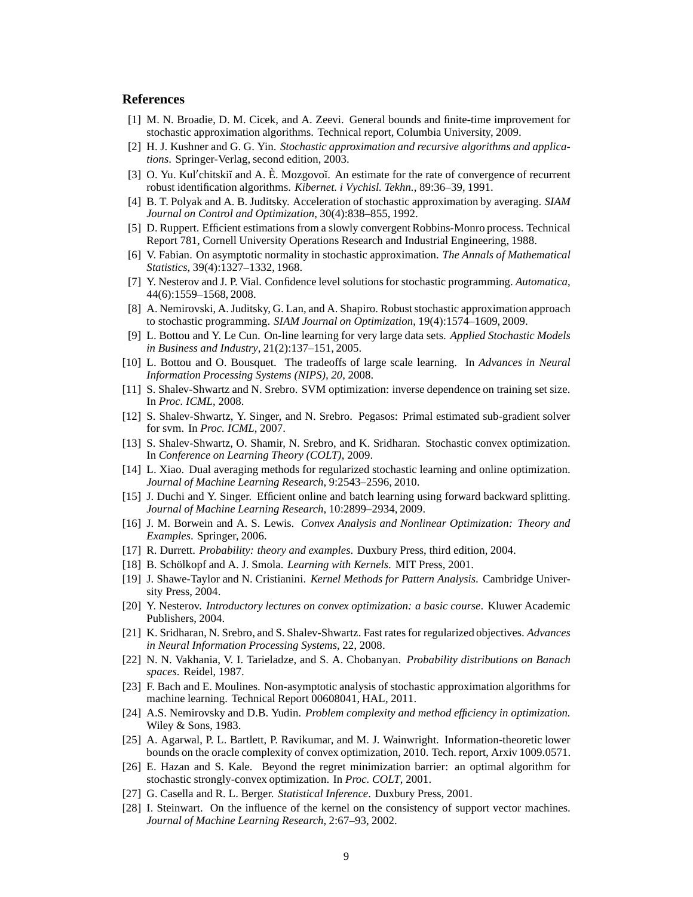## References

[1] M. N. Broadie, D. M. Cicek, and A. Zeevi. General bounds and finite-time improvement for stochastic approximation algorithms. Technical report, Columbia University, 2009.

[2] H. J. Kushner and G. G. Yin. *Stochastic approximation and recursive algorithms and applications*. Springer-Verlag, second edition, 2003.

[3] O. Yu. Kul′chitskiĭ and A. È. Mozgovoĭ. An estimate for the rate of convergence of recurrent robust identification algorithms. *Kibernet. i Vychisl. Tekhn.*, 89:36–39, 1991.

[4] B. T. Polyak and A. B. Juditsky. Acceleration of stochastic approximation by averaging. *SIAM Journal on Control and Optimization*, 30(4):838–855, 1992.

[5] D. Ruppert. Efficient estimations from a slowly convergent Robbins-Monro process. Technical Report 781, Cornell University Operations Research and Industrial Engineering, 1988.

[6] V. Fabian. On asymptotic normality in stochastic approximation. *The Annals of Mathematical Statistics*, 39(4):1327–1332, 1968.

[7] Y. Nesterov and J. P. Vial. Confidence level solutions for stochastic programming. *Automatica*, 44(6):1559–1568, 2008.

[8] A. Nemirovski, A. Juditsky, G. Lan, and A. Shapiro. Robust stochastic approximation approach to stochastic programming. *SIAM Journal on Optimization*, 19(4):1574–1609, 2009.

[9] L. Bottou and Y. Le Cun. On-line learning for very large data sets. *Applied Stochastic Models in Business and Industry*, 21(2):137–151, 2005.

[10] L. Bottou and O. Bousquet. The tradeoffs of large scale learning. In *Advances in Neural Information Processing Systems (NIPS), 20*, 2008.

[11] S. Shalev-Shwartz and N. Srebro. SVM optimization: inverse dependence on training set size. In *Proc. ICML*, 2008.

[12] S. Shalev-Shwartz, Y. Singer, and N. Srebro. Pegasos: Primal estimated sub-gradient solver for svm. In *Proc. ICML*, 2007.

[13] S. Shalev-Shwartz, O. Shamir, N. Srebro, and K. Sridharan. Stochastic convex optimization. In *Conference on Learning Theory (COLT)*, 2009.

[14] L. Xiao. Dual averaging methods for regularized stochastic learning and online optimization. *Journal of Machine Learning Research*, 9:2543–2596, 2010.

[15] J. Duchi and Y. Singer. Efficient online and batch learning using forward backward splitting. *Journal of Machine Learning Research*, 10:2899–2934, 2009.

[16] J. M. Borwein and A. S. Lewis. *Convex Analysis and Nonlinear Optimization: Theory and Examples*. Springer, 2006.

[17] R. Durrett. *Probability: theory and examples*. Duxbury Press, third edition, 2004.

[18] B. Schölkopf and A. J. Smola. *Learning with Kernels*. MIT Press, 2001.

[19] J. Shawe-Taylor and N. Cristianini. *Kernel Methods for Pattern Analysis*. Cambridge University Press, 2004.

[20] Y. Nesterov. *Introductory lectures on convex optimization: a basic course*. Kluwer Academic Publishers, 2004.

[21] K. Sridharan, N. Srebro, and S. Shalev-Shwartz. Fast rates for regularized objectives. *Advances in Neural Information Processing Systems*, 22, 2008.

[22] N. N. Vakhania, V. I. Tarieladze, and S. A. Chobanyan. *Probability distributions on Banach spaces*. Reidel, 1987.

[23] F. Bach and E. Moulines. Non-asymptotic analysis of stochastic approximation algorithms for machine learning. Technical Report 00608041, HAL, 2011.

[24] A.S. Nemirovsky and D.B. Yudin. *Problem complexity and method efficiency in optimization.* Wiley & Sons, 1983.

[25] A. Agarwal, P. L. Bartlett, P. Ravikumar, and M. J. Wainwright. Information-theoretic lower bounds on the oracle complexity of convex optimization, 2010. Tech. report, Arxiv 1009.0571.

[26] E. Hazan and S. Kale. Beyond the regret minimization barrier: an optimal algorithm for stochastic strongly-convex optimization. In *Proc. COLT*, 2001.

[27] G. Casella and R. L. Berger. *Statistical Inference*. Duxbury Press, 2001.

[28] I. Steinwart. On the influence of the kernel on the consistency of support vector machines. *Journal of Machine Learning Research*, 2:67–93, 2002.